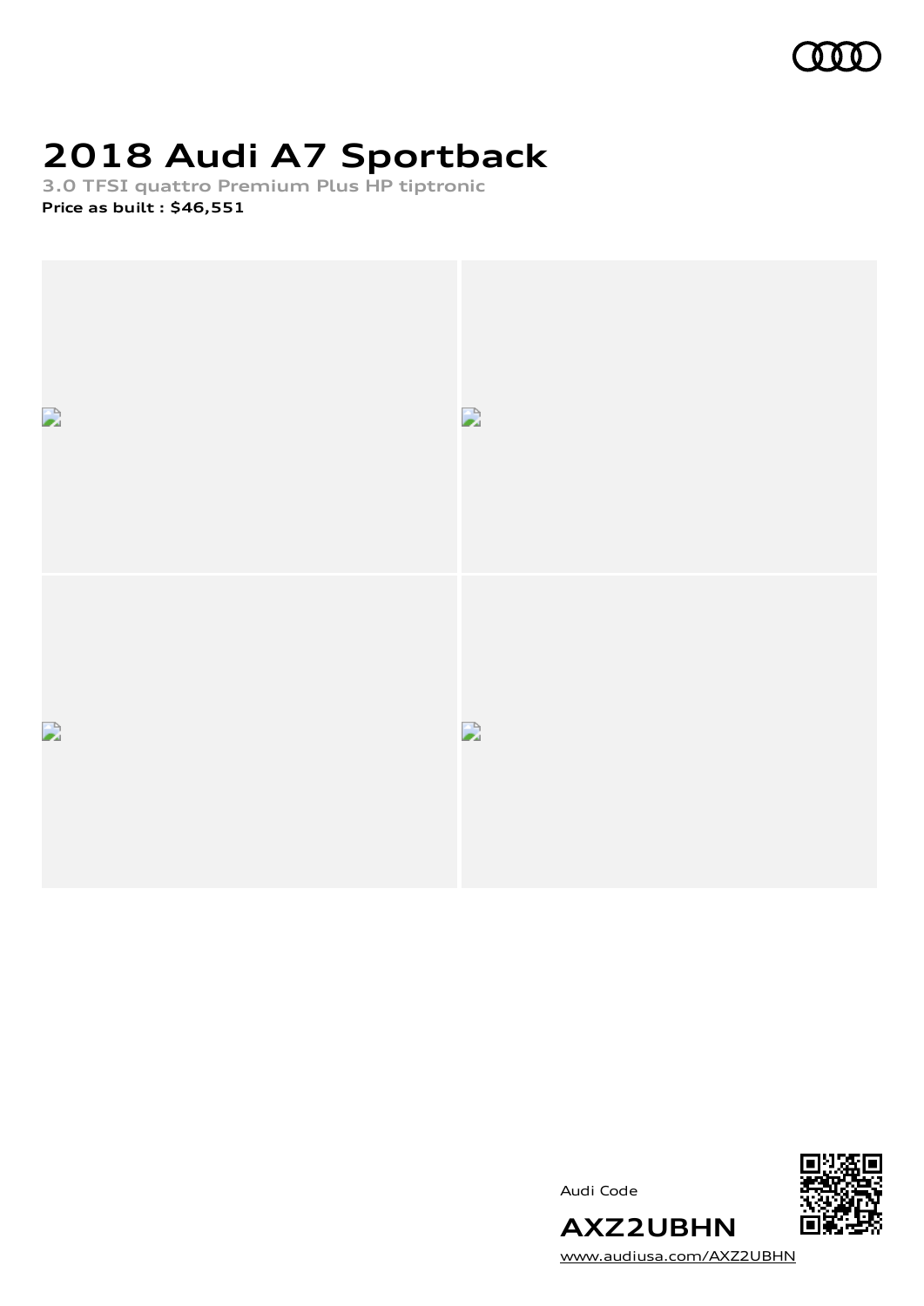# 2018 Audi A7 Sportback

3.0 TFSI quattro Premium Plus HP tiptronic

**Price as built : $46,551**

Audi Code

**AXZ2UBHN**

www.audiusa.com/AXZ2UBHN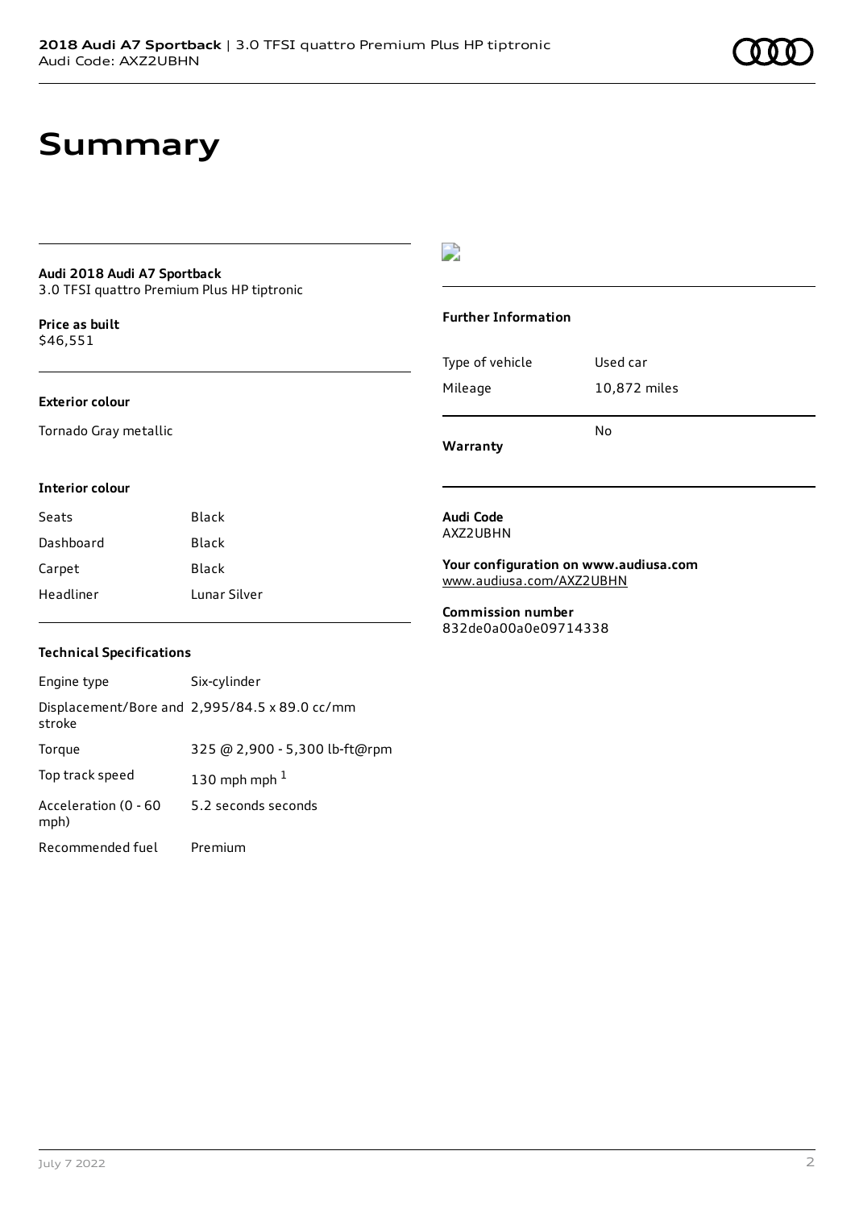# Summary

**Audi 2018 Audi A7 Sportback**
3.0 TFSI quattro Premium Plus HP tiptronic

**Price as built**
$46,551

**Exterior colour**

Tornado Gray metallic

**Interior colour**

| | |
|---|---|
| Seats | Black |
| Dashboard | Black |
| Carpet | Black |
| Headliner | Lunar Silver |

**Technical Specifications**

| | |
|---|---|
| Engine type | Six-cylinder |
| Displacement/Bore and stroke | 2,995/84.5 x 89.0 cc/mm |
| Torque | 325 @ 2,900 - 5,300 lb-ft@rpm |
| Top track speed | 130 mph mph [1] |
| Acceleration (0 - 60 mph) | 5.2 seconds seconds |
| Recommended fuel | Premium |

**Further Information**

| | |
|---|---|
| Type of vehicle | Used car |
| Mileage | 10,872 miles |
| **Warranty** | No |

**Audi Code**
AXZ2UBHN

**Your configuration on www.audiusa.com**
www.audiusa.com/AXZ2UBHN

**Commission number**
832de0a00a0e09714338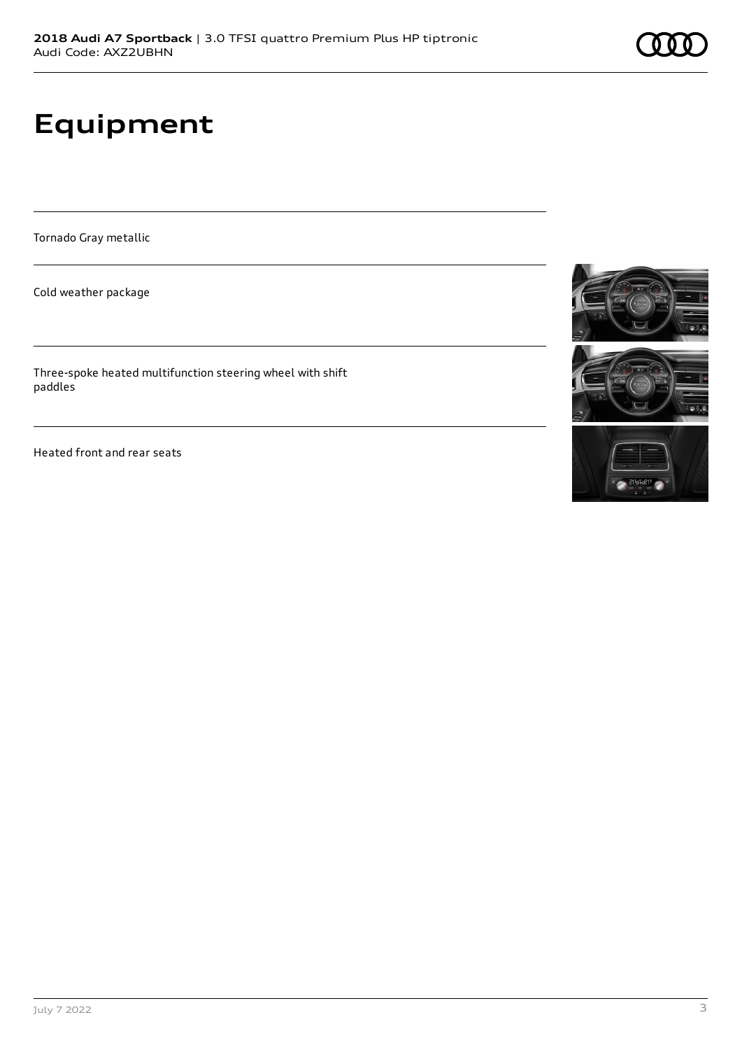# Equipment

Tornado Gray metallic

Cold weather package

Three-spoke heated multifunction steering wheel with shift paddles

Heated front and rear seats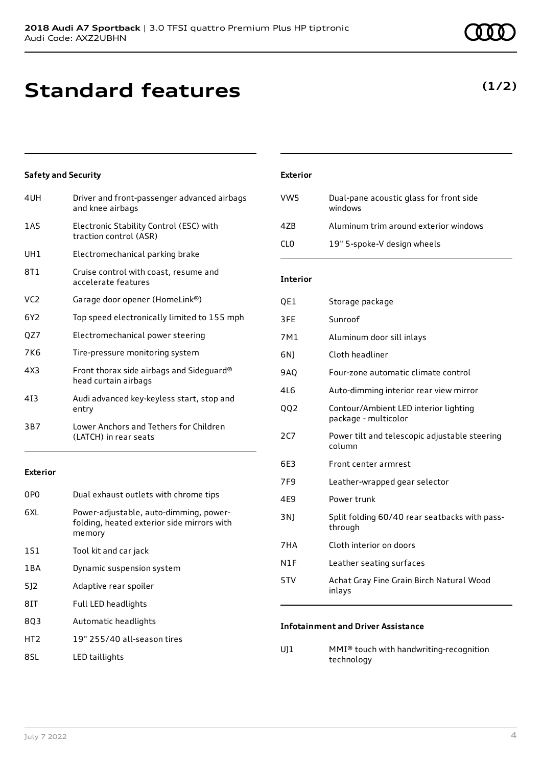# Standard features

**(1/2)**

### Safety and Security

| | |
|---|---|
| 4UH | Driver and front-passenger advanced airbags and knee airbags |
| 1AS | Electronic Stability Control (ESC) with traction control (ASR) |
| UH1 | Electromechanical parking brake |
| 8T1 | Cruise control with coast, resume and accelerate features |
| VC2 | Garage door opener (HomeLink®) |
| 6Y2 | Top speed electronically limited to 155 mph |
| QZ7 | Electromechanical power steering |
| 7K6 | Tire-pressure monitoring system |
| 4X3 | Front thorax side airbags and Sideguard® head curtain airbags |
| 4I3 | Audi advanced key-keyless start, stop and entry |
| 3B7 | Lower Anchors and Tethers for Children (LATCH) in rear seats |

### Exterior

| | |
|---|---|
| 0P0 | Dual exhaust outlets with chrome tips |
| 6XL | Power-adjustable, auto-dimming, power-folding, heated exterior side mirrors with memory |
| 1S1 | Tool kit and car jack |
| 1BA | Dynamic suspension system |
| 5J2 | Adaptive rear spoiler |
| 8IT | Full LED headlights |
| 8Q3 | Automatic headlights |
| HT2 | 19" 255/40 all-season tires |
| 8SL | LED taillights |

### Exterior

| | |
|---|---|
| VW5 | Dual-pane acoustic glass for front side windows |
| 4ZB | Aluminum trim around exterior windows |
| CL0 | 19" 5-spoke-V design wheels |

### Interior

| | |
|---|---|
| QE1 | Storage package |
| 3FE | Sunroof |
| 7M1 | Aluminum door sill inlays |
| 6NJ | Cloth headliner |
| 9AQ | Four-zone automatic climate control |
| 4L6 | Auto-dimming interior rear view mirror |
| QQ2 | Contour/Ambient LED interior lighting package - multicolor |
| 2C7 | Power tilt and telescopic adjustable steering column |
| 6E3 | Front center armrest |
| 7F9 | Leather-wrapped gear selector |
| 4E9 | Power trunk |
| 3NJ | Split folding 60/40 rear seatbacks with pass-through |
| 7HA | Cloth interior on doors |
| N1F | Leather seating surfaces |
| 5TV | Achat Gray Fine Grain Birch Natural Wood inlays |

### Infotainment and Driver Assistance

| | |
|---|---|
| UJ1 | MMI® touch with handwriting-recognition technology |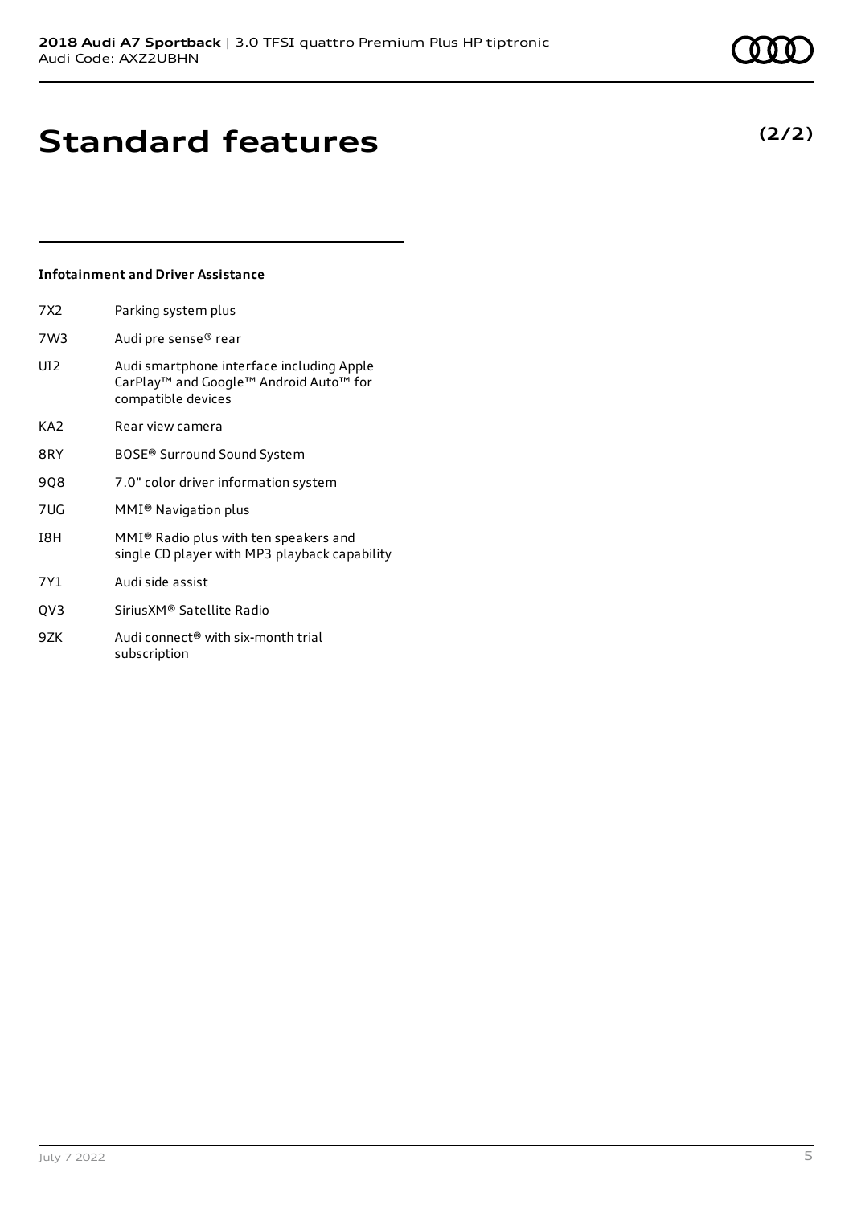# Standard features

**(2/2)**

### Infotainment and Driver Assistance

| | |
|---|---|
| 7X2 | Parking system plus |
| 7W3 | Audi pre sense® rear |
| UI2 | Audi smartphone interface including Apple CarPlay™ and Google™ Android Auto™ for compatible devices |
| KA2 | Rear view camera |
| 8RY | BOSE® Surround Sound System |
| 9Q8 | 7.0" color driver information system |
| 7UG | MMI® Navigation plus |
| I8H | MMI® Radio plus with ten speakers and single CD player with MP3 playback capability |
| 7Y1 | Audi side assist |
| QV3 | SiriusXM® Satellite Radio |
| 9ZK | Audi connect® with six-month trial subscription |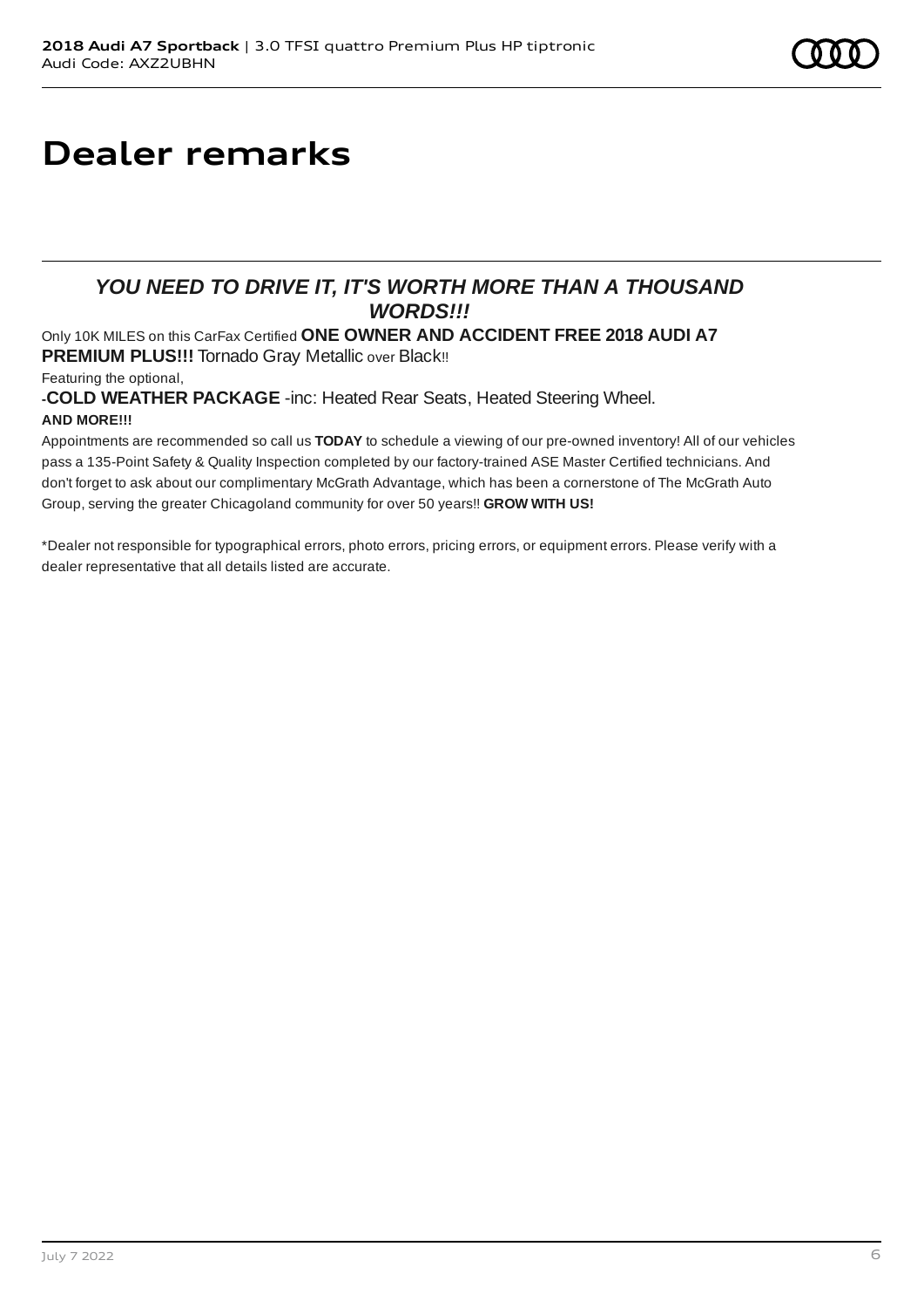# Dealer remarks

***YOU NEED TO DRIVE IT, IT'S WORTH MORE THAN A THOUSAND WORDS!!!***

Only 10K MILES on this CarFax Certified **ONE OWNER AND ACCIDENT FREE 2018 AUDI A7 PREMIUM PLUS!!!** Tornado Gray Metallic over Black!!

Featuring the optional,

-**COLD WEATHER PACKAGE** -inc: Heated Rear Seats, Heated Steering Wheel.

**AND MORE!!!**

Appointments are recommended so call us **TODAY** to schedule a viewing of our pre-owned inventory! All of our vehicles pass a 135-Point Safety & Quality Inspection completed by our factory-trained ASE Master Certified technicians. And don't forget to ask about our complimentary McGrath Advantage, which has been a cornerstone of The McGrath Auto Group, serving the greater Chicagoland community for over 50 years!! **GROW WITH US!**

*Dealer not responsible for typographical errors, photo errors, pricing errors, or equipment errors. Please verify with a dealer representative that all details listed are accurate.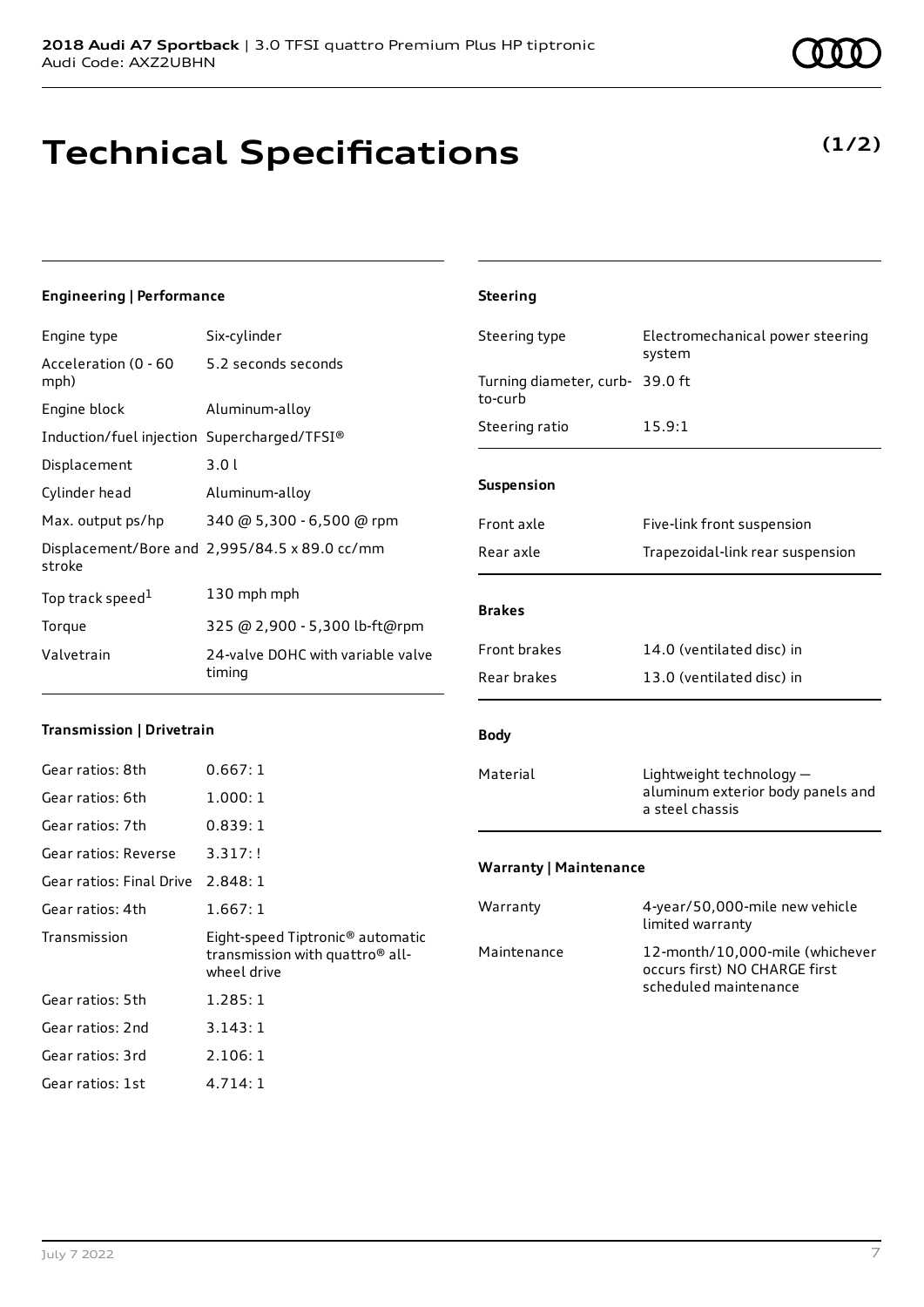**2018 Audi A7 Sportback** | 3.0 TFSI quattro Premium Plus HP tiptronic
Audi Code: AXZ2UBHN

# Technical Specifications

**(1/2)**

### Engineering | Performance

| | |
|---|---|
| Engine type | Six-cylinder |
| Acceleration (0 - 60 mph) | 5.2 seconds seconds |
| Engine block | Aluminum-alloy |
| Induction/fuel injection | Supercharged/TFSI® |
| Displacement | 3.0 l |
| Cylinder head | Aluminum-alloy |
| Max. output ps/hp | 340 @ 5,300 - 6,500 @ rpm |
| Displacement/Bore and stroke | 2,995/84.5 x 89.0 cc/mm |
| Top track speed[1] | 130 mph mph |
| Torque | 325 @ 2,900 - 5,300 lb-ft@rpm |
| Valvetrain | 24-valve DOHC with variable valve timing |

### Transmission | Drivetrain

| | |
|---|---|
| Gear ratios: 8th | 0.667: 1 |
| Gear ratios: 6th | 1.000: 1 |
| Gear ratios: 7th | 0.839: 1 |
| Gear ratios: Reverse | 3.317: ! |
| Gear ratios: Final Drive | 2.848: 1 |
| Gear ratios: 4th | 1.667: 1 |
| Transmission | Eight-speed Tiptronic® automatic transmission with quattro® all-wheel drive |
| Gear ratios: 5th | 1.285: 1 |
| Gear ratios: 2nd | 3.143: 1 |
| Gear ratios: 3rd | 2.106: 1 |
| Gear ratios: 1st | 4.714: 1 |

### Steering

| | |
|---|---|
| Steering type | Electromechanical power steering system |
| Turning diameter, curb-to-curb | 39.0 ft |
| Steering ratio | 15.9:1 |

### Suspension

| | |
|---|---|
| Front axle | Five-link front suspension |
| Rear axle | Trapezoidal-link rear suspension |

### Brakes

| | |
|---|---|
| Front brakes | 14.0 (ventilated disc) in |
| Rear brakes | 13.0 (ventilated disc) in |

### Body

| | |
|---|---|
| Material | Lightweight technology — aluminum exterior body panels and a steel chassis |

### Warranty | Maintenance

| | |
|---|---|
| Warranty | 4-year/50,000-mile new vehicle limited warranty |
| Maintenance | 12-month/10,000-mile (whichever occurs first) NO CHARGE first scheduled maintenance |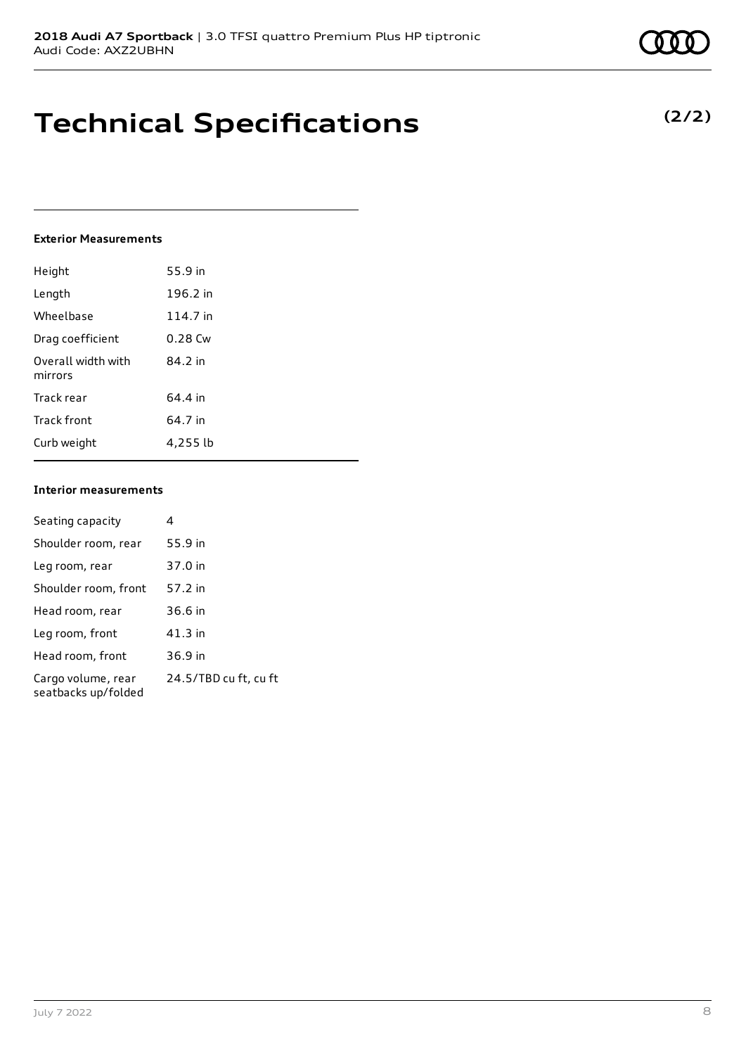# Technical Specifications

**(2/2)**

#### Exterior Measurements

| | |
|---|---|
| Height | 55.9 in |
| Length | 196.2 in |
| Wheelbase | 114.7 in |
| Drag coefficient | 0.28 Cw |
| Overall width with mirrors | 84.2 in |
| Track rear | 64.4 in |
| Track front | 64.7 in |
| Curb weight | 4,255 lb |

#### Interior measurements

| | |
|---|---|
| Seating capacity | 4 |
| Shoulder room, rear | 55.9 in |
| Leg room, rear | 37.0 in |
| Shoulder room, front | 57.2 in |
| Head room, rear | 36.6 in |
| Leg room, front | 41.3 in |
| Head room, front | 36.9 in |
| Cargo volume, rear seatbacks up/folded | 24.5/TBD cu ft, cu ft |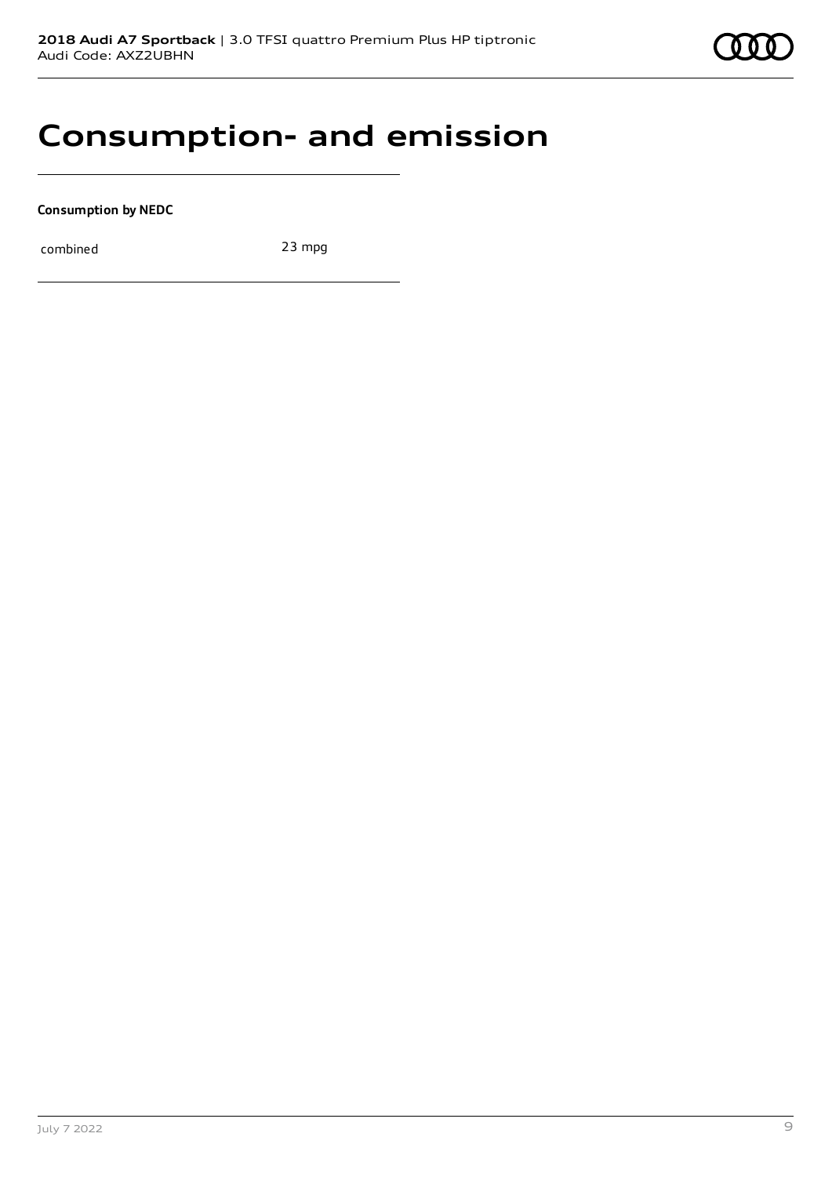# Consumption- and emission

**Consumption by NEDC**

| | |
|---|---|
| combined | 23 mpg |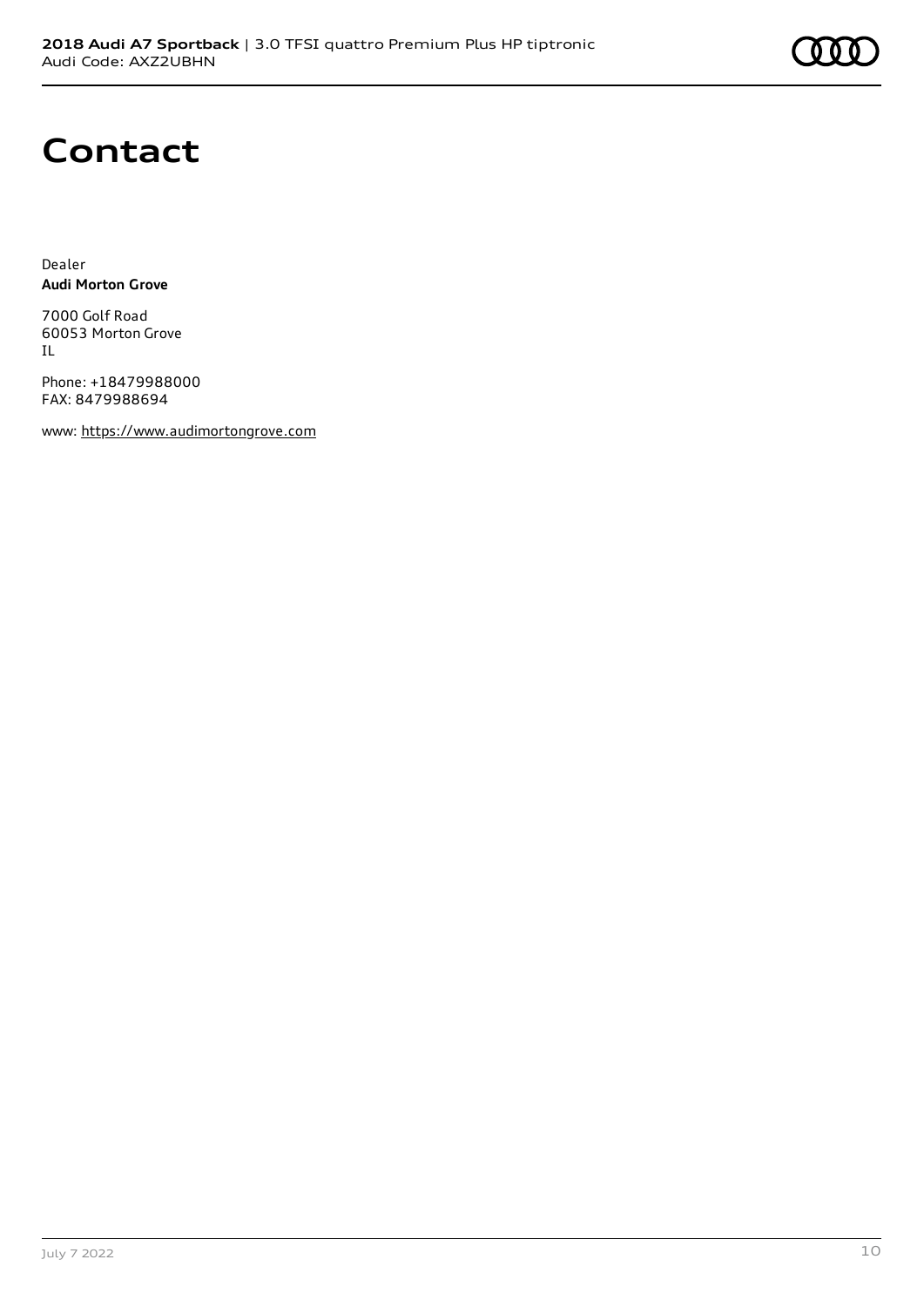# Contact

Dealer
**Audi Morton Grove**

7000 Golf Road
60053 Morton Grove
IL

Phone: +18479988000
FAX: 8479988694

www: https://www.audimortongrove.com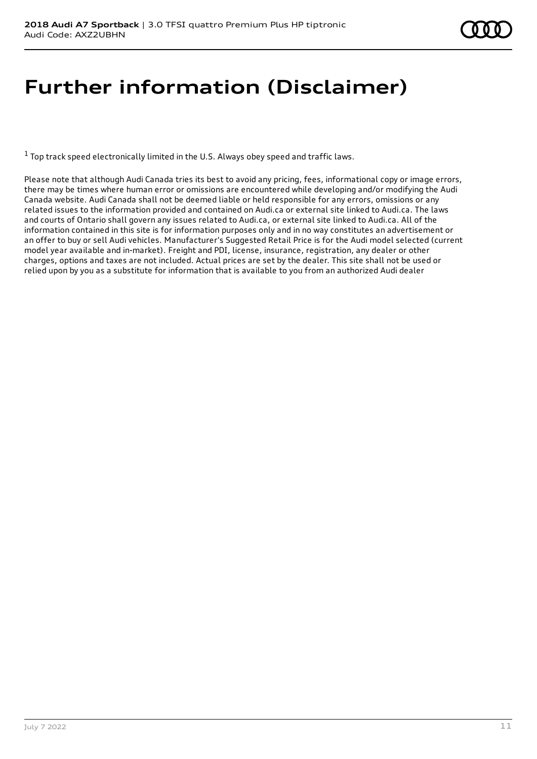# Further information (Disclaimer)

[1] Top track speed electronically limited in the U.S. Always obey speed and traffic laws.

Please note that although Audi Canada tries its best to avoid any pricing, fees, informational copy or image errors, there may be times where human error or omissions are encountered while developing and/or modifying the Audi Canada website. Audi Canada shall not be deemed liable or held responsible for any errors, omissions or any related issues to the information provided and contained on Audi.ca or external site linked to Audi.ca. The laws and courts of Ontario shall govern any issues related to Audi.ca, or external site linked to Audi.ca. All of the information contained in this site is for information purposes only and in no way constitutes an advertisement or an offer to buy or sell Audi vehicles. Manufacturer's Suggested Retail Price is for the Audi model selected (current model year available and in-market). Freight and PDI, license, insurance, registration, any dealer or other charges, options and taxes are not included. Actual prices are set by the dealer. This site shall not be used or relied upon by you as a substitute for information that is available to you from an authorized Audi dealer